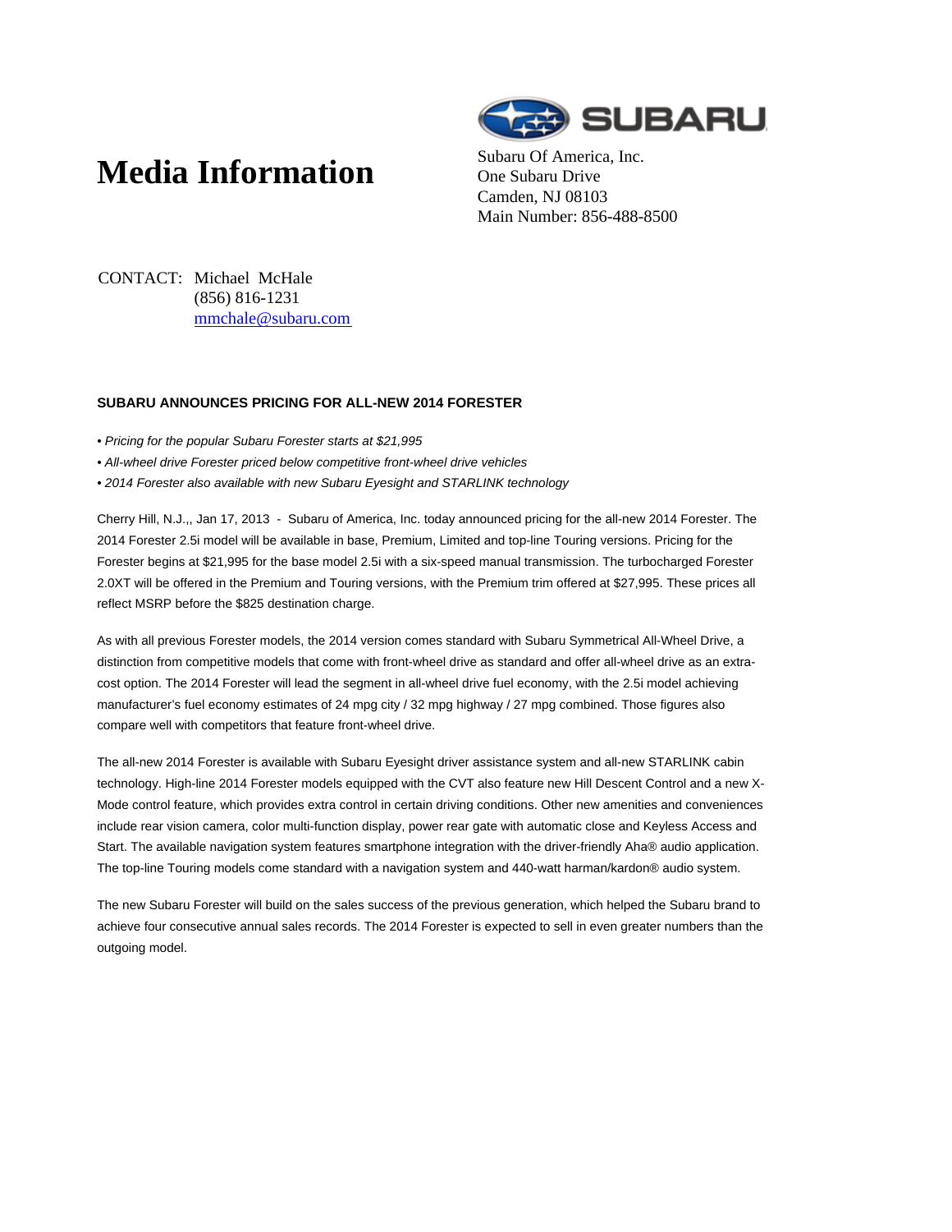# Media Information

Subaru Of America, Inc.
One Subaru Drive
Camden, NJ 08103
Main Number: 856-488-8500

CONTACT: Michael McHale
(856) 816-1231
mmchale@subaru.com

**SUBARU ANNOUNCES PRICING FOR ALL-NEW 2014 FORESTER**

*• Pricing for the popular Subaru Forester starts at $21,995*

*• All-wheel drive Forester priced below competitive front-wheel drive vehicles*

*• 2014 Forester also available with new Subaru Eyesight and STARLINK technology*

Cherry Hill, N.J.,, Jan 17, 2013 - Subaru of America, Inc. today announced pricing for the all-new 2014 Forester. The 2014 Forester 2.5i model will be available in base, Premium, Limited and top-line Touring versions. Pricing for the Forester begins at $21,995 for the base model 2.5i with a six-speed manual transmission. The turbocharged Forester 2.0XT will be offered in the Premium and Touring versions, with the Premium trim offered at $27,995. These prices all reflect MSRP before the $825 destination charge.

As with all previous Forester models, the 2014 version comes standard with Subaru Symmetrical All-Wheel Drive, a distinction from competitive models that come with front-wheel drive as standard and offer all-wheel drive as an extra-cost option. The 2014 Forester will lead the segment in all-wheel drive fuel economy, with the 2.5i model achieving manufacturer's fuel economy estimates of 24 mpg city / 32 mpg highway / 27 mpg combined. Those figures also compare well with competitors that feature front-wheel drive.

The all-new 2014 Forester is available with Subaru Eyesight driver assistance system and all-new STARLINK cabin technology. High-line 2014 Forester models equipped with the CVT also feature new Hill Descent Control and a new X-Mode control feature, which provides extra control in certain driving conditions. Other new amenities and conveniences include rear vision camera, color multi-function display, power rear gate with automatic close and Keyless Access and Start. The available navigation system features smartphone integration with the driver-friendly Aha® audio application. The top-line Touring models come standard with a navigation system and 440-watt harman/kardon® audio system.

The new Subaru Forester will build on the sales success of the previous generation, which helped the Subaru brand to achieve four consecutive annual sales records. The 2014 Forester is expected to sell in even greater numbers than the outgoing model.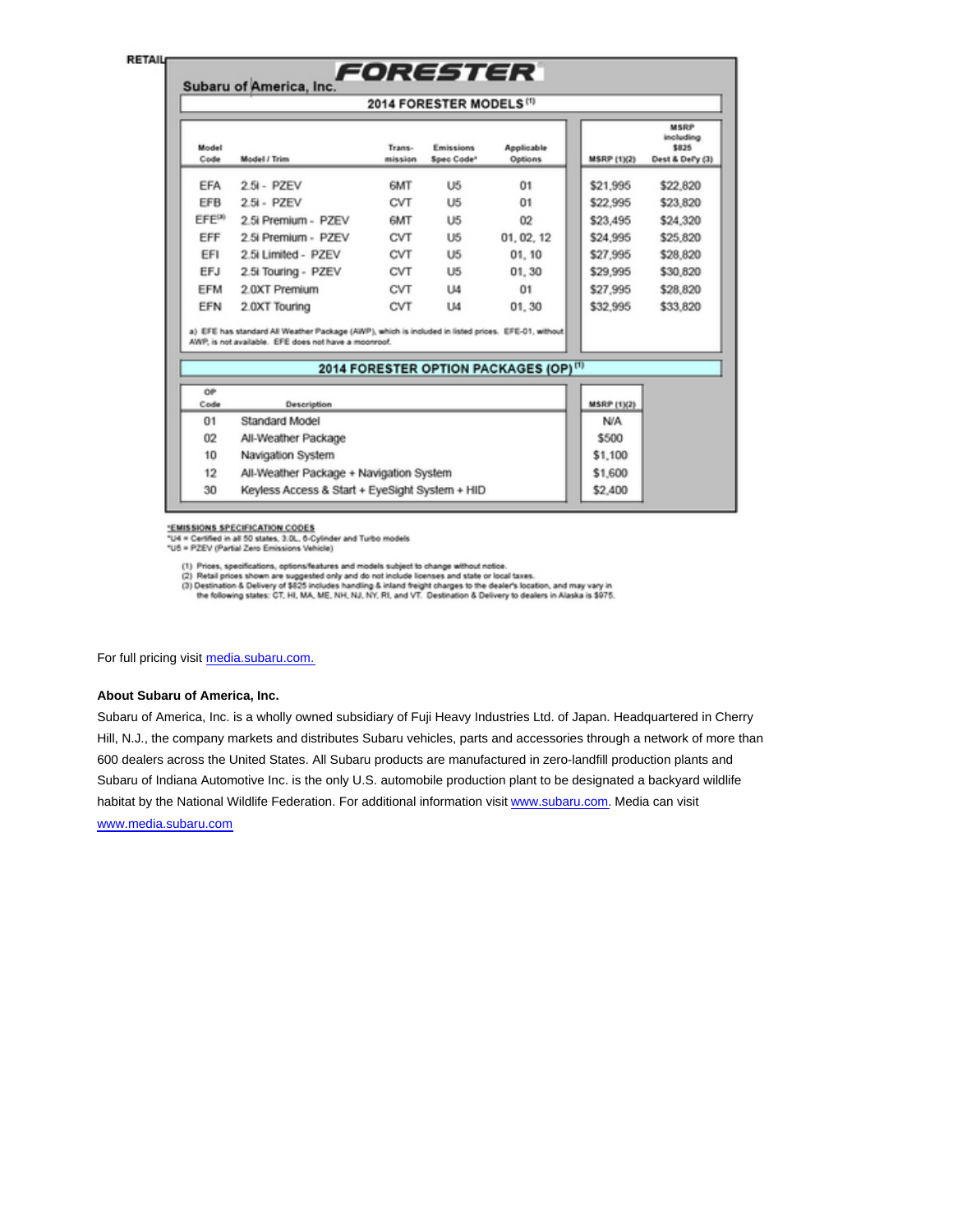RETAIL

Subaru of America, Inc. **FORESTER**

## 2014 FORESTER MODELS [1]

| Model Code | Model / Trim | Trans-mission | Emissions Spec Code* | Applicable Options | MSRP (1)(2) | MSRP including $825 Dest & Del'y (3) |
|---|---|---|---|---|---|---|
| EFA | 2.5i - PZEV | 6MT | U5 | 01 | $21,995 | $22,820 |
| EFB | 2.5i - PZEV | CVT | U5 | 01 | $22,995 | $23,820 |
| EFE[a] | 2.5i Premium - PZEV | 6MT | U5 | 02 | $23,495 | $24,320 |
| EFF | 2.5i Premium - PZEV | CVT | U5 | 01, 02, 12 | $24,995 | $25,820 |
| EFI | 2.5i Limited - PZEV | CVT | U5 | 01, 10 | $27,995 | $28,820 |
| EFJ | 2.5i Touring - PZEV | CVT | U5 | 01, 30 | $29,995 | $30,820 |
| EFM | 2.0XT Premium | CVT | U4 | 01 | $27,995 | $28,820 |
| EFN | 2.0XT Touring | CVT | U4 | 01, 30 | $32,995 | $33,820 |

a) EFE has standard All Weather Package (AWP), which is included in listed prices. EFE-01, without AWP, is not available. EFE does not have a moonroof.

## 2014 FORESTER OPTION PACKAGES (OP) [1]

| OP Code | Description | MSRP (1)(2) |
|---|---|---|
| 01 | Standard Model | N/A |
| 02 | All-Weather Package | $500 |
| 10 | Navigation System | $1,100 |
| 12 | All-Weather Package + Navigation System | $1,600 |
| 30 | Keyless Access & Start + EyeSight System + HID | $2,400 |

*EMISSIONS SPECIFICATION CODES
*U4 = Certified in all 50 states. 3.0L, 6-Cylinder and Turbo models
*U5 = PZEV (Partial Zero Emissions Vehicle)

(1) Prices, specifications, options/features and models subject to change without notice.
(2) Retail prices shown are suggested only and do not include licenses and state or local taxes.
(3) Destination & Delivery of $825 includes handling & inland freight charges to the dealer's location, and may vary in the following states: CT, HI, MA, ME, NH, NJ, NY, RI, and VT. Destination & Delivery to dealers in Alaska is $975.

For full pricing visit media.subaru.com.

**About Subaru of America, Inc.**

Subaru of America, Inc. is a wholly owned subsidiary of Fuji Heavy Industries Ltd. of Japan. Headquartered in Cherry Hill, N.J., the company markets and distributes Subaru vehicles, parts and accessories through a network of more than 600 dealers across the United States. All Subaru products are manufactured in zero-landfill production plants and Subaru of Indiana Automotive Inc. is the only U.S. automobile production plant to be designated a backyard wildlife habitat by the National Wildlife Federation. For additional information visit www.subaru.com. Media can visit www.media.subaru.com